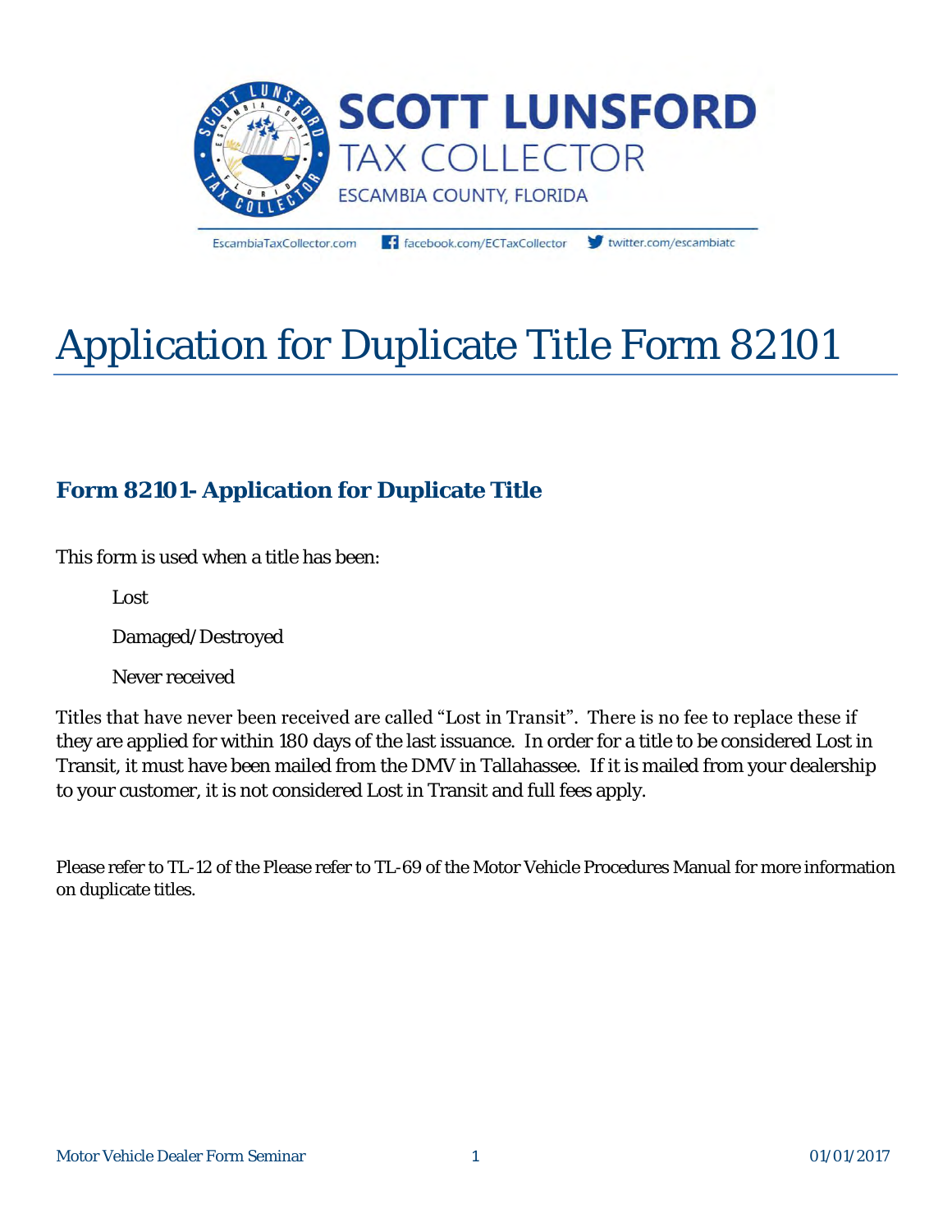SCOTT LUNSFORD

TAX COLLECTOR

ESCAMBIA COUNTY, FLORIDA

EscambiaTaxCollector.com facebook.com/ECTaxCollector twitter.com/escambiatc

# Application for Duplicate Title Form 82101

## Form 82101- Application for Duplicate Title

This form is used when a title has been:

- Lost
- Damaged/Destroyed
- Never received

Titles that have never been received are called “Lost in Transit”. There is no fee to replace these if they are applied for within 180 days of the last issuance. In order for a title to be considered Lost in Transit, it must have been mailed from the DMV in Tallahassee. If it is mailed from your dealership to your customer, it is not considered Lost in Transit and full fees apply.

Please refer to TL-12 of the Please refer to TL-69 of the Motor Vehicle Procedures Manual for more information on duplicate titles.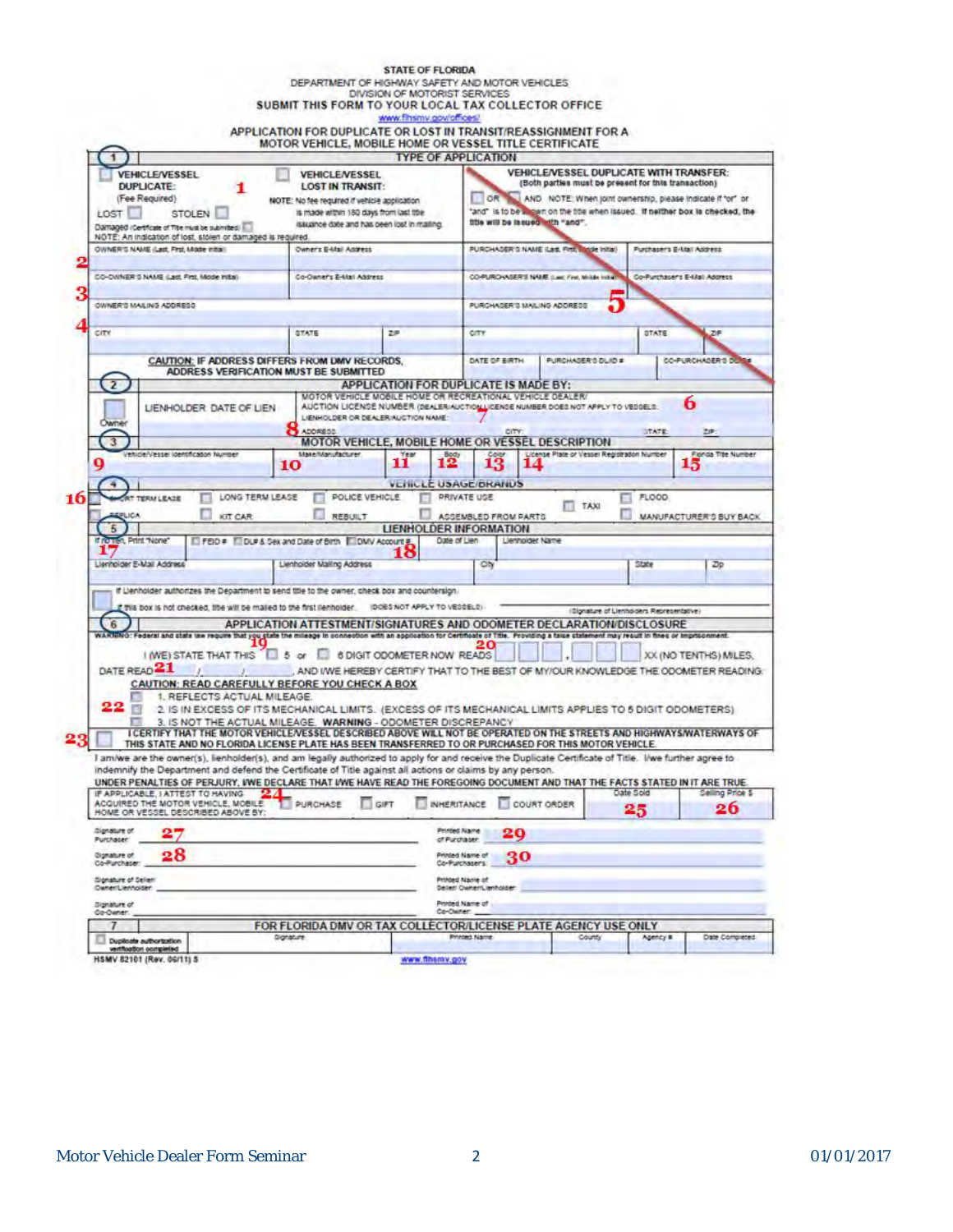STATE OF FLORIDA
DEPARTMENT OF HIGHWAY SAFETY AND MOTOR VEHICLES
DIVISION OF MOTORIST SERVICES

**SUBMIT THIS FORM TO YOUR LOCAL TAX COLLECTOR OFFICE**

www.flhsmv.gov/offices/

## APPLICATION FOR DUPLICATE OR LOST IN TRANSIT/REASSIGNMENT FOR A MOTOR VEHICLE, MOBILE HOME OR VESSEL TITLE CERTIFICATE

### 1 TYPE OF APPLICATION

**VEHICLE/VESSEL DUPLICATE:** 1
(Fee Required)
LOST ☐ STOLEN ☐
Damaged (Certificate of Title must be submitted) ☐
NOTE: An indication of lost, stolen or damaged is required.

**VEHICLE/VESSEL LOST IN TRANSIT:**
NOTE: No fee required if vehicle application is made within 180 days from last title issuance date and has been lost in mailing.

**VEHICLE/VESSEL DUPLICATE WITH TRANSFER:**
(Both parties must be present for this transaction)
☐ OR ☐ AND NOTE: When joint ownership, please indicate if "or" or "and" is to be shown on the title when issued. If neither box is checked, the title will be issued with "and".

| | | | |
|---|---|---|---|
| 2 OWNER'S NAME (Last, First, Middle Initial) | Owner's E-Mail Address | PURCHASER'S NAME (Last, First, Middle Initial) | Purchaser's E-Mail Address |
| CO-OWNER'S NAME (Last, First, Middle Initial) | Co-Owner's E-Mail Address | CO-PURCHASER'S NAME (Last, First, Middle Initial) | Co-Purchaser's E-Mail Address |
| 3 OWNER'S MAILING ADDRESS | | PURCHASER'S MAILING ADDRESS 5 | |
| 4 CITY | STATE / ZIP | CITY | STATE / ZIP |
| CAUTION: IF ADDRESS DIFFERS FROM DMV RECORDS, ADDRESS VERIFICATION MUST BE SUBMITTED | | DATE OF BIRTH / PURCHASER'S DL/ID # | CO-PURCHASER'S DL/ID # |

### 2 APPLICATION FOR DUPLICATE IS MADE BY:

☐ Owner ☐ LIENHOLDER DATE OF LIEN

MOTOR VEHICLE MOBILE HOME OR RECREATIONAL VEHICLE DEALER/AUCTION LICENSE NUMBER (DEALER/AUCTION LICENSE NUMBER DOES NOT APPLY TO VESSELS): 6

LIENHOLDER OR DEALER/AUCTION NAME: 7

8 ADDRESS: CITY: STATE: ZIP:

### 3 MOTOR VEHICLE, MOBILE HOME OR VESSEL DESCRIPTION

| Vehicle/Vessel Identification Number | Make/Manufacturer | Year | Body | Color | License Plate or Vessel Registration Number | Florida Title Number |
|---|---|---|---|---|---|---|
| 9 | 10 | 11 | 12 | 13 | 14 | 15 |

### 4 VEHICLE USAGE/BRANDS

16 ☐ SHORT TERM LEASE ☐ LONG TERM LEASE ☐ POLICE VEHICLE ☐ PRIVATE USE ☐ TAXI ☐ FLOOD
☐ REPLICA ☐ KIT CAR ☐ REBUILT ☐ ASSEMBLED FROM PARTS ☐ MANUFACTURER'S BUY BACK

### 5 LIENHOLDER INFORMATION

If no lien, Print "None" 17 ☐ FEID # ☐ DL# & Sex and Date of Birth ☐ DMV Account # 18 | Date of Lien | Lienholder Name

Lienholder E-Mail Address | Lienholder Mailing Address | City | State | Zip

☐ If Lienholder authorizes the Department to send title to the owner, check box and countersign.
If this box is not checked, title will be mailed to the first lienholder. (DOES NOT APPLY TO VESSELS) (Signature of Lienholder's Representative)

### 6 APPLICATION ATTESTMENT/SIGNATURES AND ODOMETER DECLARATION/DISCLOSURE

**WARNING: Federal and state law require that you state the mileage in connection with an application for Certificate of Title. Providing a false statement may result in fines or imprisonment.**

I (WE) STATE THAT THIS 19 ☐ 5 or ☐ 6 DIGIT ODOMETER NOW READS 20 ___ ___ ___ , ___ ___ ___ XX (NO TENTHS) MILES,
DATE READ 21 ___ / ___ / ___ , AND I/WE HEREBY CERTIFY THAT TO THE BEST OF MY/OUR KNOWLEDGE THE ODOMETER READING:

**CAUTION: READ CAREFULLY BEFORE YOU CHECK A BOX**

22
☐ 1. REFLECTS ACTUAL MILEAGE.
☐ 2. IS IN EXCESS OF ITS MECHANICAL LIMITS. (EXCESS OF ITS MECHANICAL LIMITS APPLIES TO 5 DIGIT ODOMETERS)
☐ 3. IS NOT THE ACTUAL MILEAGE. **WARNING** - ODOMETER DISCREPANCY

23 ☐ **I CERTIFY THAT THE MOTOR VEHICLE/VESSEL DESCRIBED ABOVE WILL NOT BE OPERATED ON THE STREETS AND HIGHWAYS/WATERWAYS OF THIS STATE AND NO FLORIDA LICENSE PLATE HAS BEEN TRANSFERRED TO OR PURCHASED FOR THIS MOTOR VEHICLE.**

I am/we are the owner(s), lienholder(s), and am legally authorized to apply for and receive the Duplicate Certificate of Title. I/we further agree to indemnify the Department and defend the Certificate of Title against all actions or claims by any person.

**UNDER PENALTIES OF PERJURY, I/WE DECLARE THAT I/WE HAVE READ THE FOREGOING DOCUMENT AND THAT THE FACTS STATED IN IT ARE TRUE.**

IF APPLICABLE, I ATTEST TO HAVING ACQUIRED THE MOTOR VEHICLE, MOBILE HOME OR VESSEL DESCRIBED ABOVE BY: 24 ☐ PURCHASE ☐ GIFT ☐ INHERITANCE ☐ COURT ORDER | Date Sold 25 | Selling Price $ 26

| | |
|---|---|
| Signature of Purchaser: 27 | Printed Name of Purchaser: 29 |
| Signature of Co-Purchaser: 28 | Printed Name of Co-Purchaser: 30 |
| Signature of Seller/Owner/Lienholder: | Printed Name of Seller/Owner/Lienholder: |
| Signature of Co-Owner: | Printed Name of Co-Owner: |

### 7 FOR FLORIDA DMV OR TAX COLLECTOR/LICENSE PLATE AGENCY USE ONLY

| ☐ Duplicate authorization verification completed | Signature | Printed Name | County | Agency # | Date Completed |
|---|---|---|---|---|---|
| | | | | | |

HSMV 82101 (Rev. 06/11) S

www.flhsmv.gov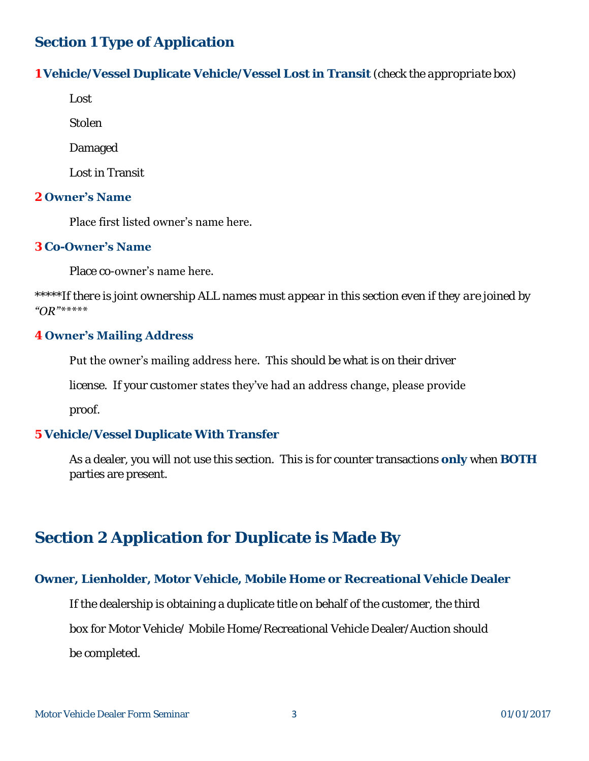## Section 1 Type of Application

### 1 Vehicle/Vessel Duplicate Vehicle/Vessel Lost in Transit *(check the appropriate box)*

Lost

Stolen

Damaged

Lost in Transit

### 2 Owner's Name

Place first listed owner's name here.

### 3 Co-Owner's Name

Place co-owner's name here.

*****If there is joint ownership ALL names must appear in this section even if they are joined by *"OR"******

### 4 Owner's Mailing Address

Put the owner's mailing address here. This should be what is on their driver license. If your customer states they've had an address change, please provide proof.

### 5 Vehicle/Vessel Duplicate With Transfer

As a dealer, you will not use this section. This is for counter transactions **only** when **BOTH** parties are present.

## Section 2 Application for Duplicate is Made By

### Owner, Lienholder, Motor Vehicle, Mobile Home or Recreational Vehicle Dealer

If the dealership is obtaining a duplicate title on behalf of the customer, the third box for Motor Vehicle/ Mobile Home/Recreational Vehicle Dealer/Auction should be completed.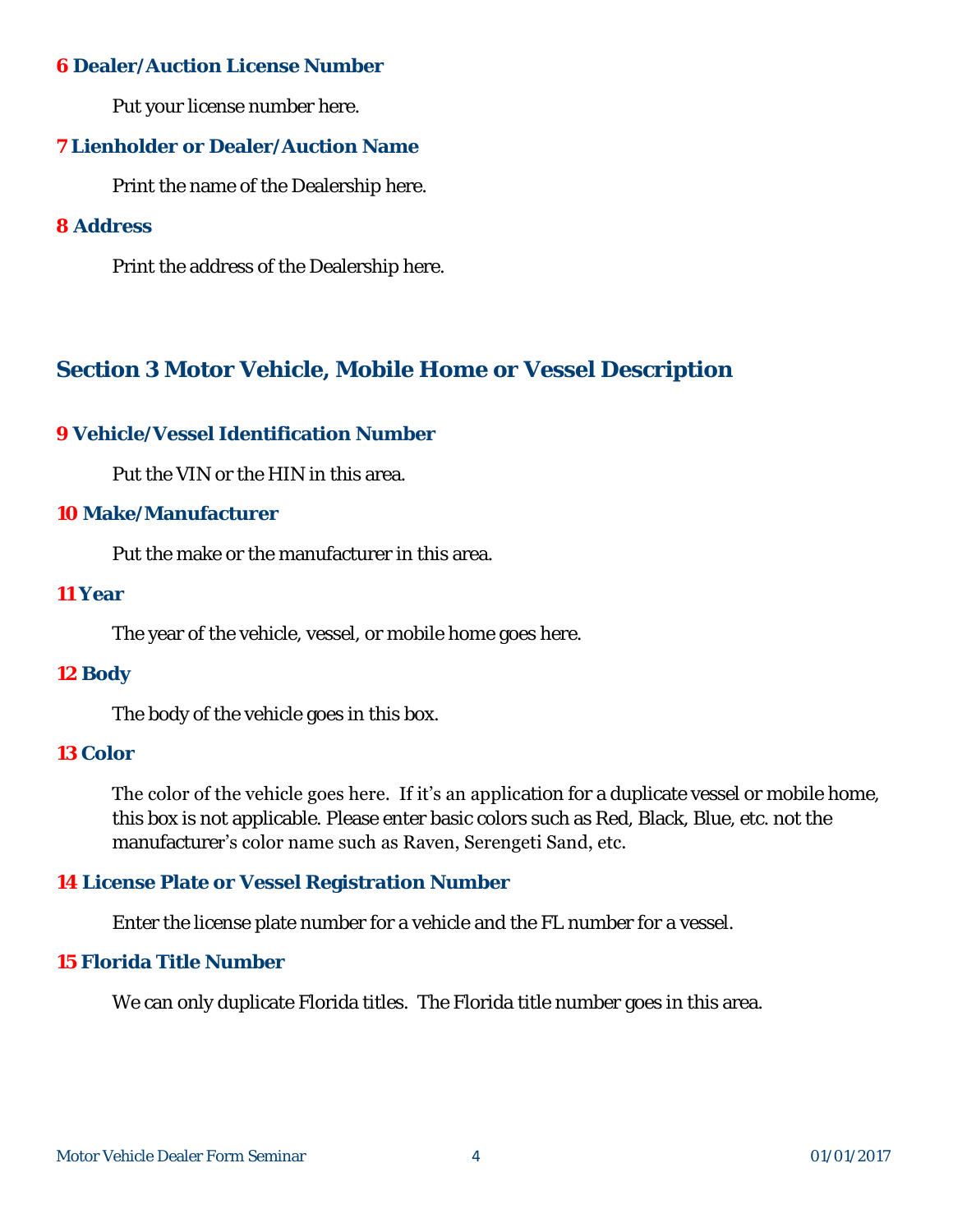### 6 Dealer/Auction License Number

Put your license number here.

### 7 Lienholder or Dealer/Auction Name

Print the name of the Dealership here.

### 8 Address

Print the address of the Dealership here.

## Section 3 Motor Vehicle, Mobile Home or Vessel Description

### 9 Vehicle/Vessel Identification Number

Put the VIN or the HIN in this area.

### 10 Make/Manufacturer

Put the make or the manufacturer in this area.

### 11 Year

The year of the vehicle, vessel, or mobile home goes here.

### 12 Body

The body of the vehicle goes in this box.

### 13 Color

The color of the vehicle goes here. If it's an application for a duplicate vessel or mobile home, this box is not applicable. Please enter basic colors such as Red, Black, Blue, etc. not the manufacturer's color name such as Raven, Serengeti Sand, etc.

### 14 License Plate or Vessel Registration Number

Enter the license plate number for a vehicle and the FL number for a vessel.

### 15 Florida Title Number

We can only duplicate Florida titles. The Florida title number goes in this area.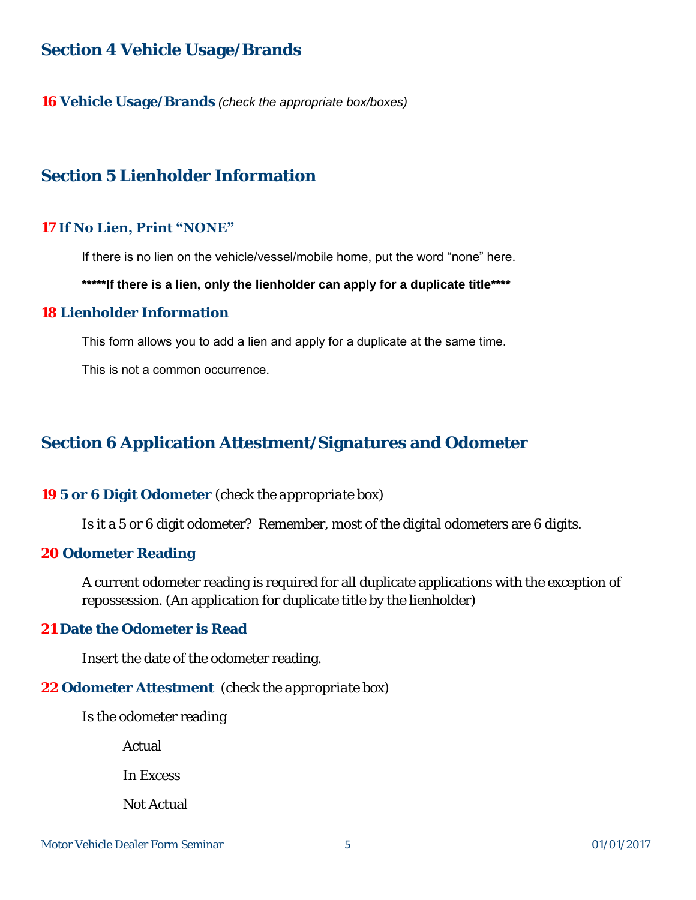## Section 4 Vehicle Usage/Brands

### 16 Vehicle Usage/Brands *(check the appropriate box/boxes)*

## Section 5 Lienholder Information

### 17 If No Lien, Print "NONE"

If there is no lien on the vehicle/vessel/mobile home, put the word "none" here.

**\*\*\*\*\*If there is a lien, only the lienholder can apply for a duplicate title\*\*\*\***

### 18 Lienholder Information

This form allows you to add a lien and apply for a duplicate at the same time.

This is not a common occurrence.

## Section 6 Application Attestment/Signatures and Odometer

### 19 5 or 6 Digit Odometer (*check the appropriate box*)

Is it a 5 or 6 digit odometer? Remember, most of the digital odometers are 6 digits.

### 20 Odometer Reading

A current odometer reading is required for all duplicate applications with the exception of repossession. (An application for duplicate title by the lienholder)

### 21 Date the Odometer is Read

Insert the date of the odometer reading.

### 22 Odometer Attestment (*check the appropriate box*)

Is the odometer reading

- Actual
- In Excess
- Not Actual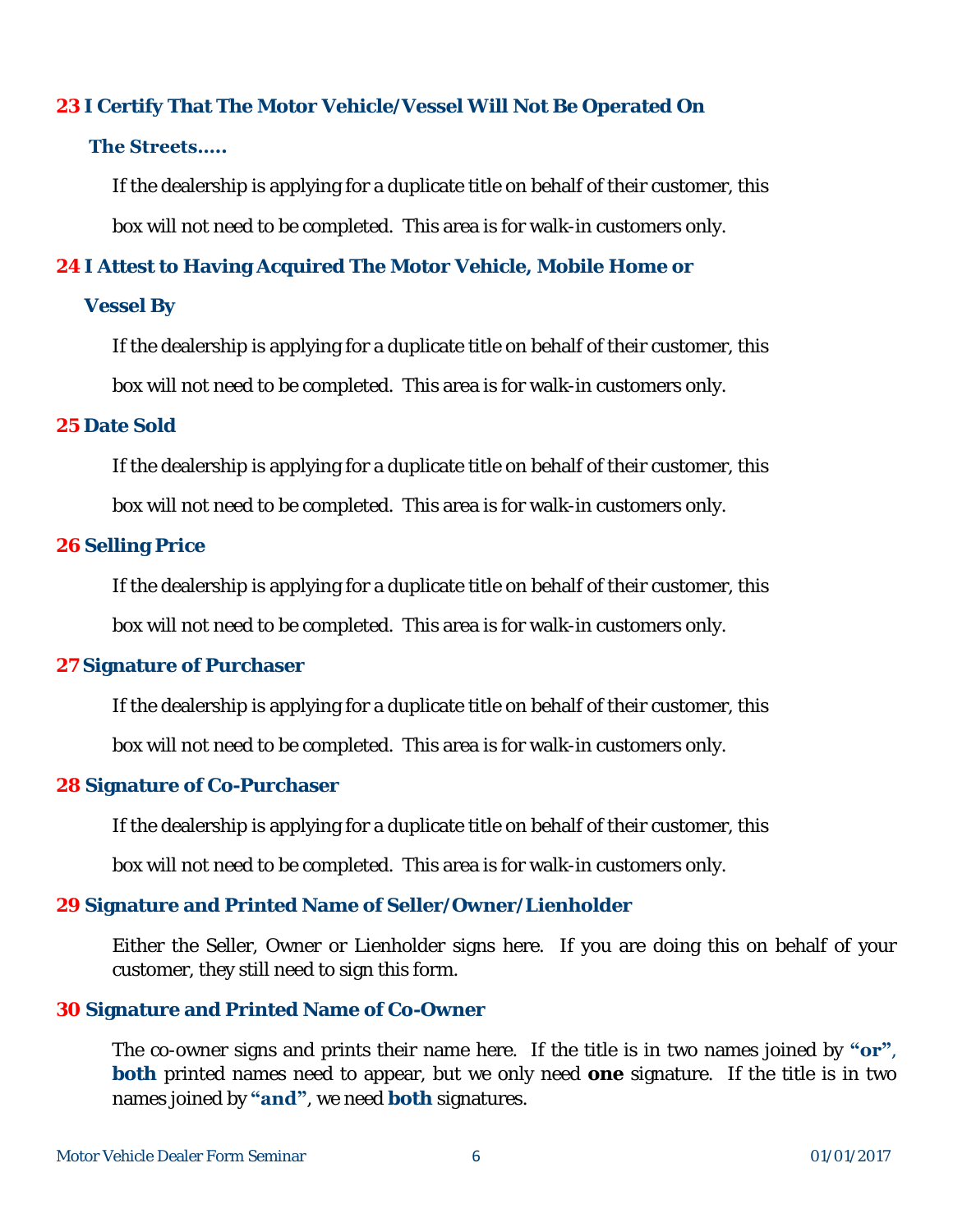## 23 I Certify That The Motor Vehicle/Vessel Will Not Be Operated On The Streets.....

If the dealership is applying for a duplicate title on behalf of their customer, this box will not need to be completed. This area is for walk-in customers only.

## 24 I Attest to Having Acquired The Motor Vehicle, Mobile Home or Vessel By

If the dealership is applying for a duplicate title on behalf of their customer, this box will not need to be completed. This area is for walk-in customers only.

## 25 Date Sold

If the dealership is applying for a duplicate title on behalf of their customer, this box will not need to be completed. This area is for walk-in customers only.

## 26 Selling Price

If the dealership is applying for a duplicate title on behalf of their customer, this box will not need to be completed. This area is for walk-in customers only.

## 27 Signature of Purchaser

If the dealership is applying for a duplicate title on behalf of their customer, this box will not need to be completed. This area is for walk-in customers only.

## 28 Signature of Co-Purchaser

If the dealership is applying for a duplicate title on behalf of their customer, this box will not need to be completed. This area is for walk-in customers only.

## 29 Signature and Printed Name of Seller/Owner/Lienholder

Either the Seller, Owner or Lienholder signs here. If you are doing this on behalf of your customer, they still need to sign this form.

## 30 Signature and Printed Name of Co-Owner

The co-owner signs and prints their name here. If the title is in two names joined by **"or"**, **both** printed names need to appear, but we only need **one** signature. If the title is in two names joined by **"and"**, we need **both** signatures.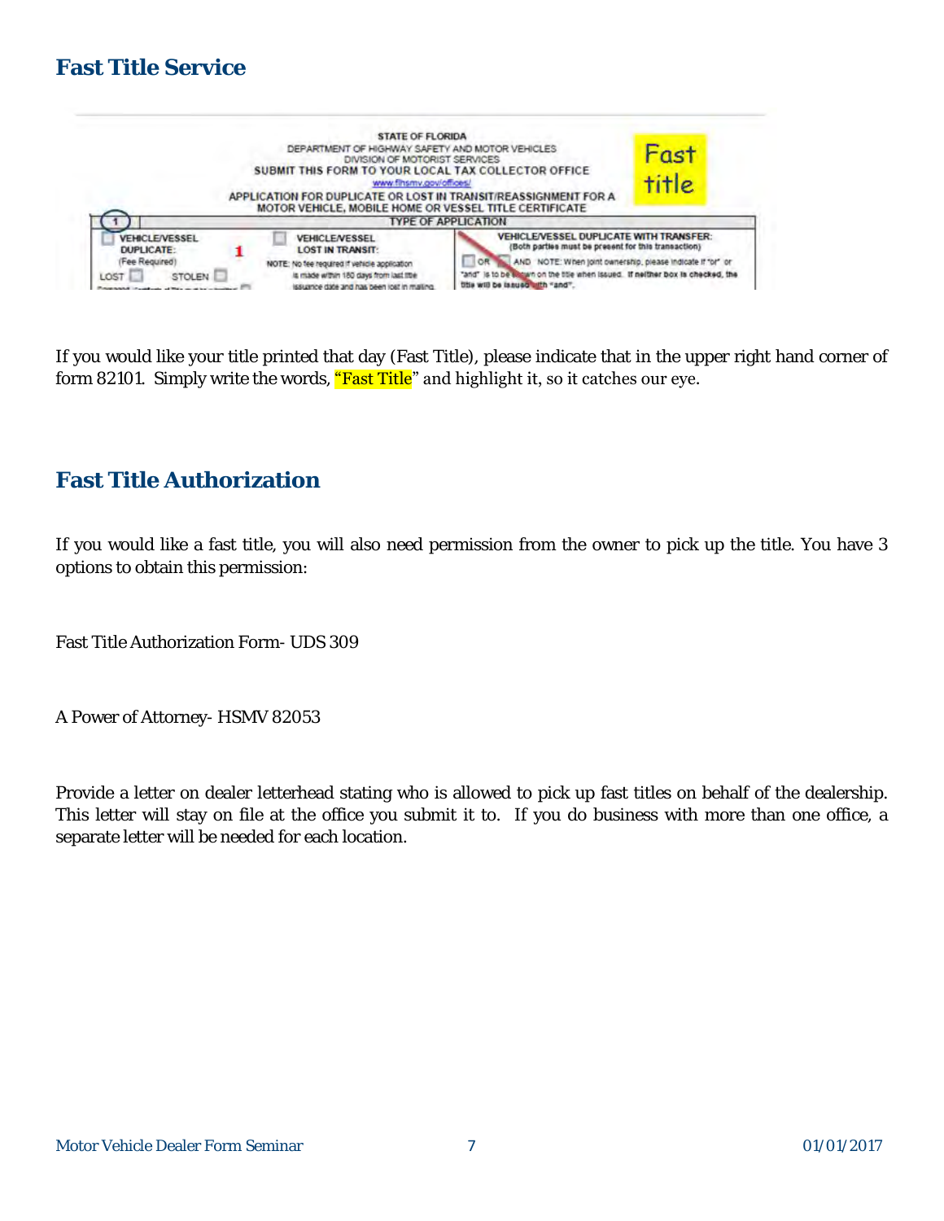## Fast Title Service

If you would like your title printed that day (Fast Title), please indicate that in the upper right hand corner of form 82101. Simply write the words, "Fast Title" and highlight it, so it catches our eye.

## Fast Title Authorization

If you would like a fast title, you will also need permission from the owner to pick up the title. You have 3 options to obtain this permission:

Fast Title Authorization Form- UDS 309

A Power of Attorney- HSMV 82053

Provide a letter on dealer letterhead stating who is allowed to pick up fast titles on behalf of the dealership. This letter will stay on file at the office you submit it to. If you do business with more than one office, a separate letter will be needed for each location.